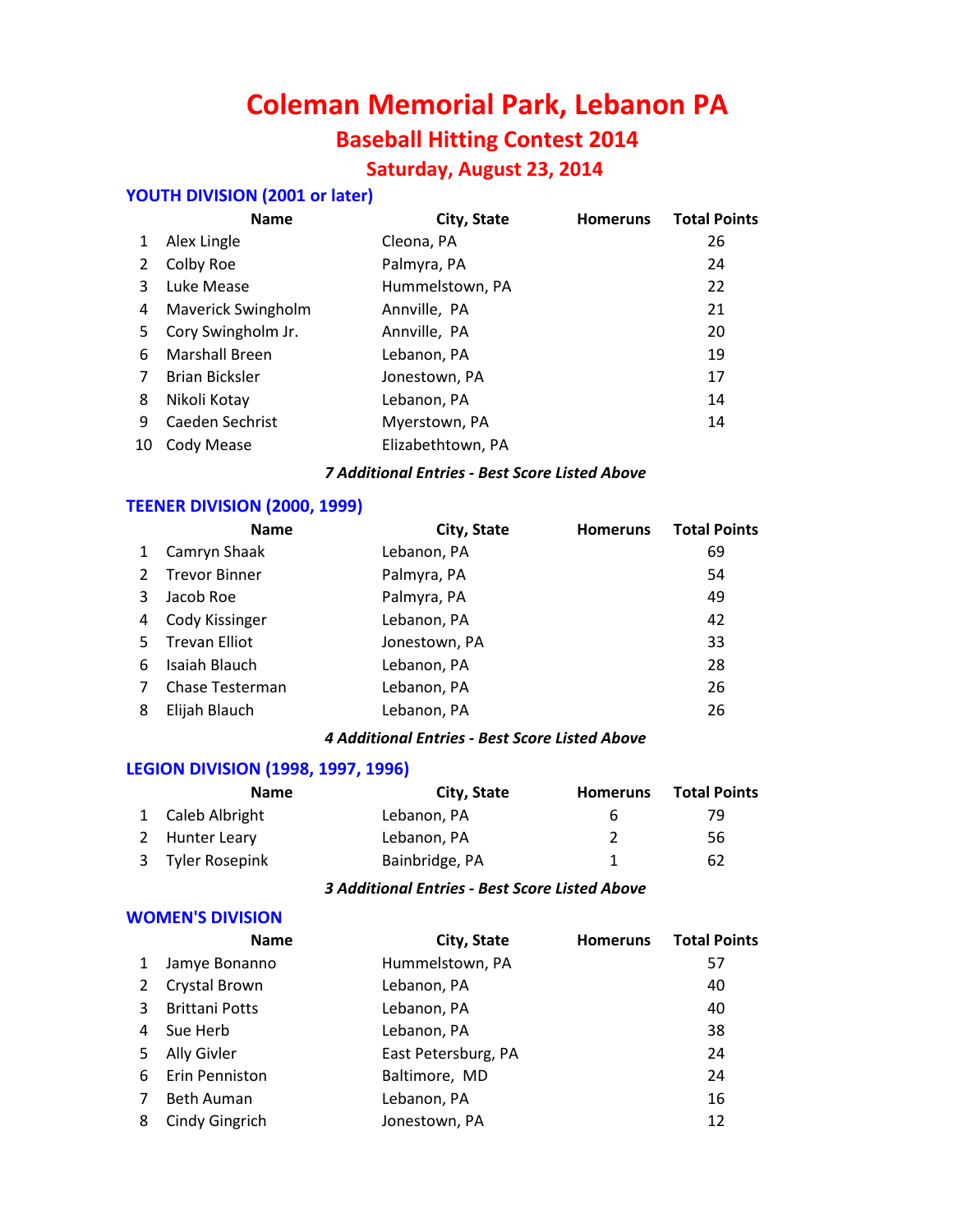# Coleman Memorial Park, Lebanon PA

## Baseball Hitting Contest 2014

### Saturday, August 23, 2014

### YOUTH DIVISION (2001 or later)

| | Name | City, State | Homeruns | Total Points |
|---|---|---|---|---|
| 1 | Alex Lingle | Cleona, PA | | 26 |
| 2 | Colby Roe | Palmyra, PA | | 24 |
| 3 | Luke Mease | Hummelstown, PA | | 22 |
| 4 | Maverick Swingholm | Annville, PA | | 21 |
| 5 | Cory Swingholm Jr. | Annville, PA | | 20 |
| 6 | Marshall Breen | Lebanon, PA | | 19 |
| 7 | Brian Bicksler | Jonestown, PA | | 17 |
| 8 | Nikoli Kotay | Lebanon, PA | | 14 |
| 9 | Caeden Sechrist | Myerstown, PA | | 14 |
| 10 | Cody Mease | Elizabethtown, PA | | |

*7 Additional Entries - Best Score Listed Above*

### TEENER DIVISION (2000, 1999)

| | Name | City, State | Homeruns | Total Points |
|---|---|---|---|---|
| 1 | Camryn Shaak | Lebanon, PA | | 69 |
| 2 | Trevor Binner | Palmyra, PA | | 54 |
| 3 | Jacob Roe | Palmyra, PA | | 49 |
| 4 | Cody Kissinger | Lebanon, PA | | 42 |
| 5 | Trevan Elliot | Jonestown, PA | | 33 |
| 6 | Isaiah Blauch | Lebanon, PA | | 28 |
| 7 | Chase Testerman | Lebanon, PA | | 26 |
| 8 | Elijah Blauch | Lebanon, PA | | 26 |

*4 Additional Entries - Best Score Listed Above*

### LEGION DIVISION (1998, 1997, 1996)

| | Name | City, State | Homeruns | Total Points |
|---|---|---|---|---|
| 1 | Caleb Albright | Lebanon, PA | 6 | 79 |
| 2 | Hunter Leary | Lebanon, PA | 2 | 56 |
| 3 | Tyler Rosepink | Bainbridge, PA | 1 | 62 |

*3 Additional Entries - Best Score Listed Above*

### WOMEN'S DIVISION

| | Name | City, State | Homeruns | Total Points |
|---|---|---|---|---|
| 1 | Jamye Bonanno | Hummelstown, PA | | 57 |
| 2 | Crystal Brown | Lebanon, PA | | 40 |
| 3 | Brittani Potts | Lebanon, PA | | 40 |
| 4 | Sue Herb | Lebanon, PA | | 38 |
| 5 | Ally Givler | East Petersburg, PA | | 24 |
| 6 | Erin Penniston | Baltimore, MD | | 24 |
| 7 | Beth Auman | Lebanon, PA | | 16 |
| 8 | Cindy Gingrich | Jonestown, PA | | 12 |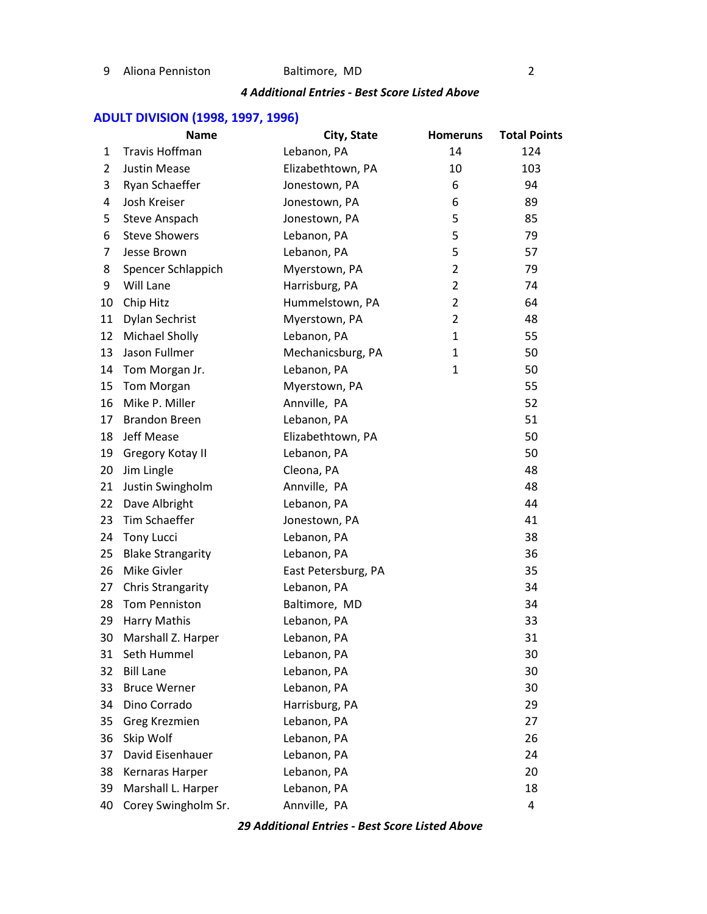| | | | |
|---|---|---|---|
| 9 | Aliona Penniston | Baltimore, MD | 2 |

***4 Additional Entries - Best Score Listed Above***

## ADULT DIVISION (1998, 1997, 1996)

| | Name | City, State | Homeruns | Total Points |
|---|---|---|---|---|
| 1 | Travis Hoffman | Lebanon, PA | 14 | 124 |
| 2 | Justin Mease | Elizabethtown, PA | 10 | 103 |
| 3 | Ryan Schaeffer | Jonestown, PA | 6 | 94 |
| 4 | Josh Kreiser | Jonestown, PA | 6 | 89 |
| 5 | Steve Anspach | Jonestown, PA | 5 | 85 |
| 6 | Steve Showers | Lebanon, PA | 5 | 79 |
| 7 | Jesse Brown | Lebanon, PA | 5 | 57 |
| 8 | Spencer Schlappich | Myerstown, PA | 2 | 79 |
| 9 | Will Lane | Harrisburg, PA | 2 | 74 |
| 10 | Chip Hitz | Hummelstown, PA | 2 | 64 |
| 11 | Dylan Sechrist | Myerstown, PA | 2 | 48 |
| 12 | Michael Sholly | Lebanon, PA | 1 | 55 |
| 13 | Jason Fullmer | Mechanicsburg, PA | 1 | 50 |
| 14 | Tom Morgan Jr. | Lebanon, PA | 1 | 50 |
| 15 | Tom Morgan | Myerstown, PA | | 55 |
| 16 | Mike P. Miller | Annville, PA | | 52 |
| 17 | Brandon Breen | Lebanon, PA | | 51 |
| 18 | Jeff Mease | Elizabethtown, PA | | 50 |
| 19 | Gregory Kotay II | Lebanon, PA | | 50 |
| 20 | Jim Lingle | Cleona, PA | | 48 |
| 21 | Justin Swingholm | Annville, PA | | 48 |
| 22 | Dave Albright | Lebanon, PA | | 44 |
| 23 | Tim Schaeffer | Jonestown, PA | | 41 |
| 24 | Tony Lucci | Lebanon, PA | | 38 |
| 25 | Blake Strangarity | Lebanon, PA | | 36 |
| 26 | Mike Givler | East Petersburg, PA | | 35 |
| 27 | Chris Strangarity | Lebanon, PA | | 34 |
| 28 | Tom Penniston | Baltimore, MD | | 34 |
| 29 | Harry Mathis | Lebanon, PA | | 33 |
| 30 | Marshall Z. Harper | Lebanon, PA | | 31 |
| 31 | Seth Hummel | Lebanon, PA | | 30 |
| 32 | Bill Lane | Lebanon, PA | | 30 |
| 33 | Bruce Werner | Lebanon, PA | | 30 |
| 34 | Dino Corrado | Harrisburg, PA | | 29 |
| 35 | Greg Krezmien | Lebanon, PA | | 27 |
| 36 | Skip Wolf | Lebanon, PA | | 26 |
| 37 | David Eisenhauer | Lebanon, PA | | 24 |
| 38 | Kernaras Harper | Lebanon, PA | | 20 |
| 39 | Marshall L. Harper | Lebanon, PA | | 18 |
| 40 | Corey Swingholm Sr. | Annville, PA | | 4 |

***29 Additional Entries - Best Score Listed Above***